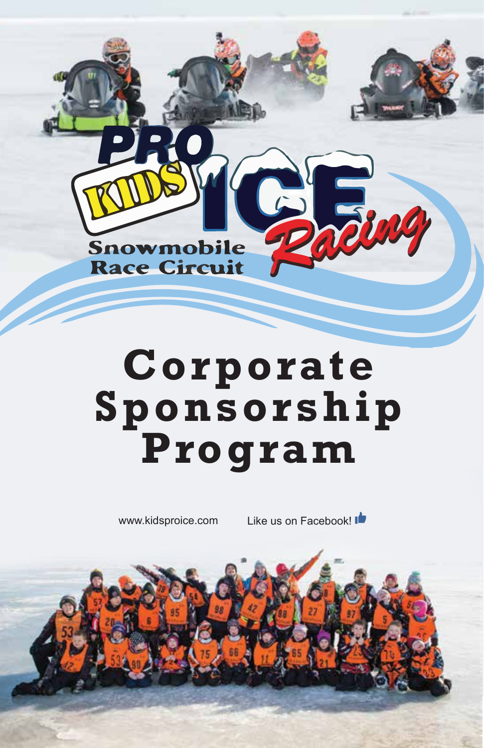PRO KIDS ICE Racing

Snowmobile Race Circuit

# Corporate Sponsorship Program

www.kidsproice.com

Like us on Facebook!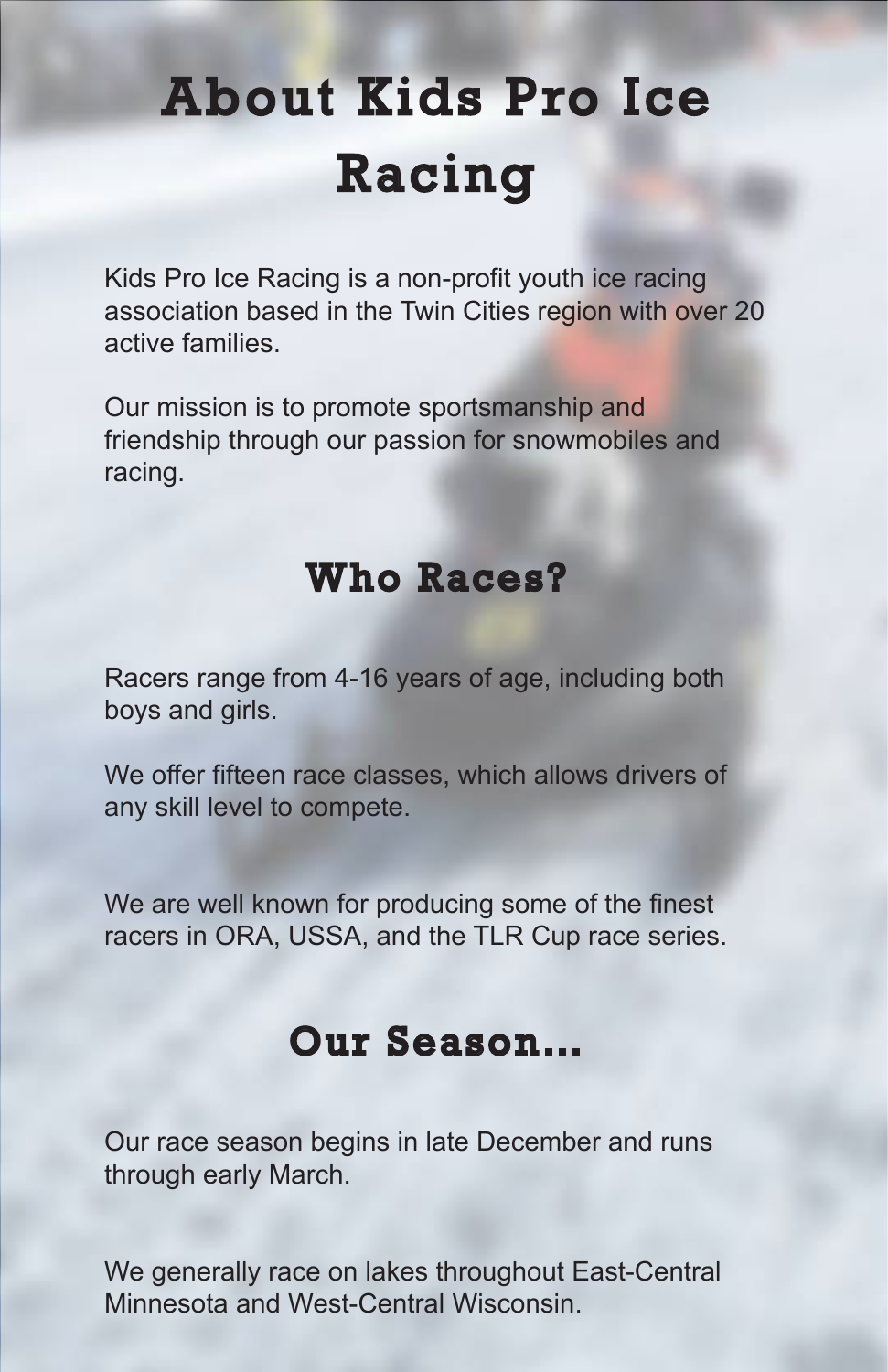# About Kids Pro Ice Racing

Kids Pro Ice Racing is a non-profit youth ice racing association based in the Twin Cities region with over 20 active families.

Our mission is to promote sportsmanship and friendship through our passion for snowmobiles and racing.

## Who Races?

Racers range from 4-16 years of age, including both boys and girls.

We offer fifteen race classes, which allows drivers of any skill level to compete.

We are well known for producing some of the finest racers in ORA, USSA, and the TLR Cup race series.

## Our Season...

Our race season begins in late December and runs through early March.

We generally race on lakes throughout East-Central Minnesota and West-Central Wisconsin.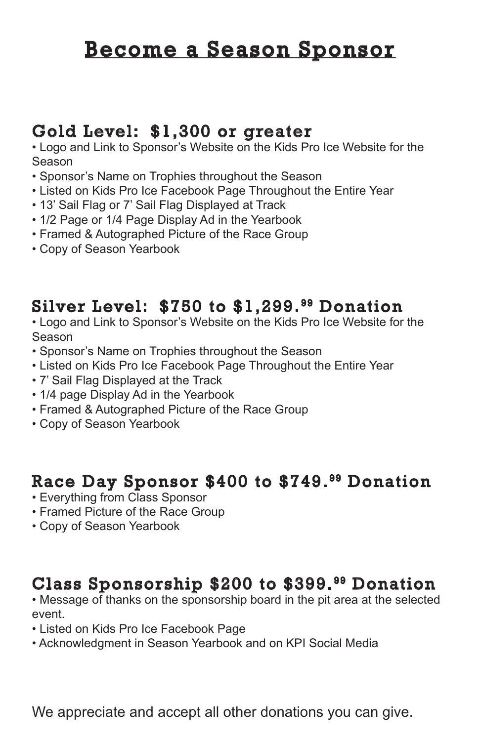# Become a Season Sponsor

## Gold Level: $1,300 or greater

- Logo and Link to Sponsor's Website on the Kids Pro Ice Website for the Season
- Sponsor's Name on Trophies throughout the Season
- Listed on Kids Pro Ice Facebook Page Throughout the Entire Year
- 13' Sail Flag or 7' Sail Flag Displayed at Track
- 1/2 Page or 1/4 Page Display Ad in the Yearbook
- Framed & Autographed Picture of the Race Group
- Copy of Season Yearbook

## Silver Level: $750 to $1,299.99 Donation

- Logo and Link to Sponsor's Website on the Kids Pro Ice Website for the Season
- Sponsor's Name on Trophies throughout the Season
- Listed on Kids Pro Ice Facebook Page Throughout the Entire Year
- 7' Sail Flag Displayed at the Track
- 1/4 page Display Ad in the Yearbook
- Framed & Autographed Picture of the Race Group
- Copy of Season Yearbook

## Race Day Sponsor $400 to $749.99 Donation

- Everything from Class Sponsor
- Framed Picture of the Race Group
- Copy of Season Yearbook

## Class Sponsorship $200 to $399.99 Donation

- Message of thanks on the sponsorship board in the pit area at the selected event.
- Listed on Kids Pro Ice Facebook Page
- Acknowledgment in Season Yearbook and on KPI Social Media

We appreciate and accept all other donations you can give.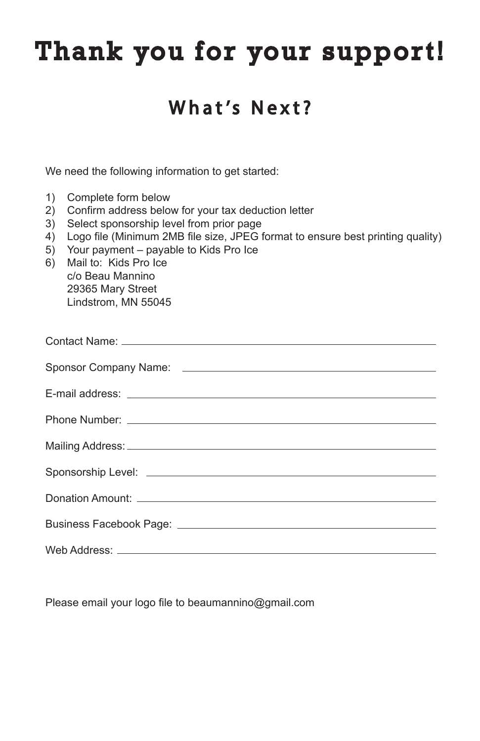# Thank you for your support!

## What's Next?

We need the following information to get started:

1) Complete form below
2) Confirm address below for your tax deduction letter
3) Select sponsorship level from prior page
4) Logo file (Minimum 2MB file size, JPEG format to ensure best printing quality)
5) Your payment – payable to Kids Pro Ice
6) Mail to: Kids Pro Ice
   c/o Beau Mannino
   29365 Mary Street
   Lindstrom, MN 55045

Contact Name: ______________________________

Sponsor Company Name: ______________________________

E-mail address: ______________________________

Phone Number: ______________________________

Mailing Address: ______________________________

Sponsorship Level: ______________________________

Donation Amount: ______________________________

Business Facebook Page: ______________________________

Web Address: ______________________________

Please email your logo file to beaumannino@gmail.com